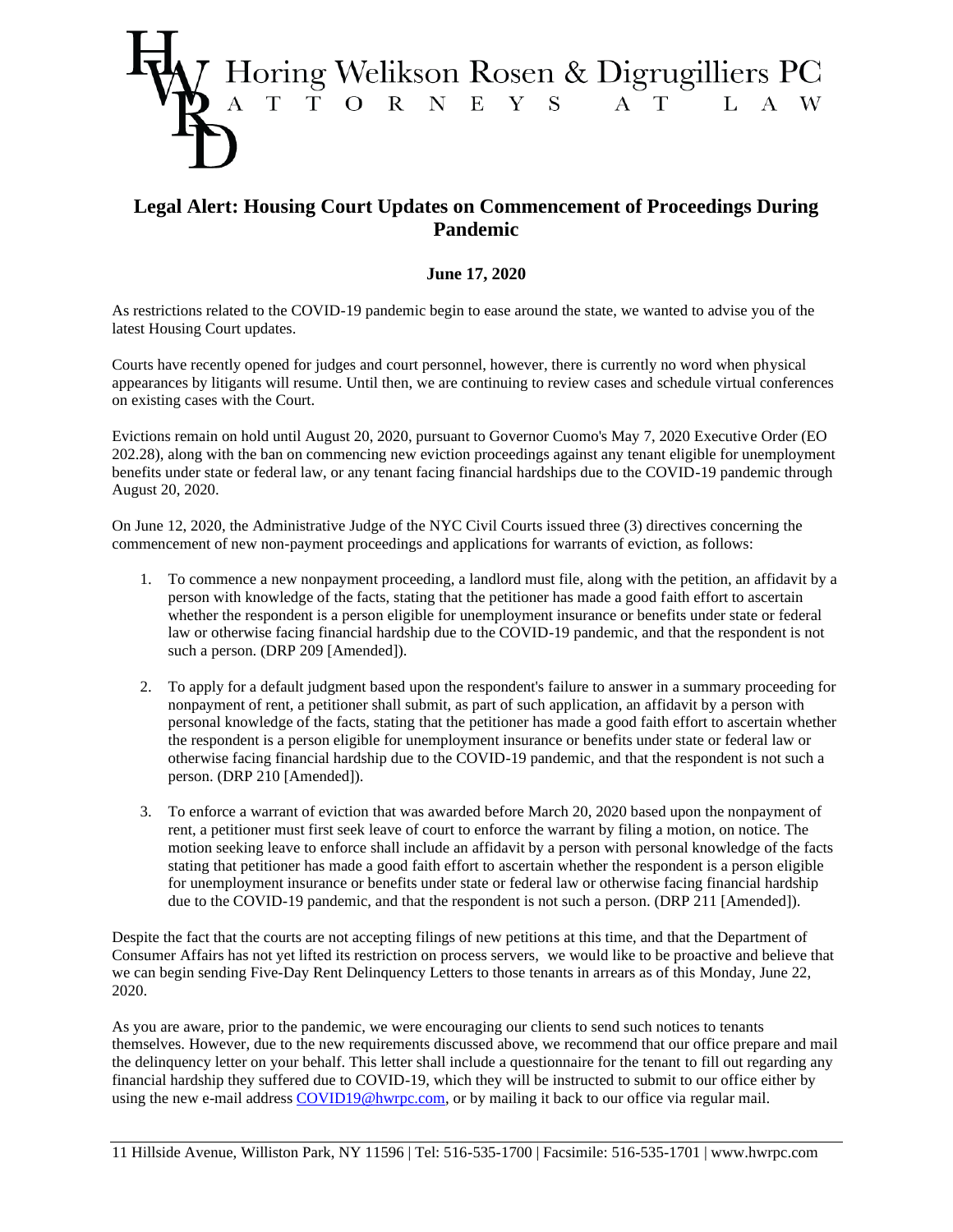Horing Welikson Rosen & Digrugilliers PC
ATTORNEYS AT LAW

# Legal Alert: Housing Court Updates on Commencement of Proceedings During Pandemic

**June 17, 2020**

As restrictions related to the COVID-19 pandemic begin to ease around the state, we wanted to advise you of the latest Housing Court updates.

Courts have recently opened for judges and court personnel, however, there is currently no word when physical appearances by litigants will resume. Until then, we are continuing to review cases and schedule virtual conferences on existing cases with the Court.

Evictions remain on hold until August 20, 2020, pursuant to Governor Cuomo's May 7, 2020 Executive Order (EO 202.28), along with the ban on commencing new eviction proceedings against any tenant eligible for unemployment benefits under state or federal law, or any tenant facing financial hardships due to the COVID-19 pandemic through August 20, 2020.

On June 12, 2020, the Administrative Judge of the NYC Civil Courts issued three (3) directives concerning the commencement of new non-payment proceedings and applications for warrants of eviction, as follows:

1. To commence a new nonpayment proceeding, a landlord must file, along with the petition, an affidavit by a person with knowledge of the facts, stating that the petitioner has made a good faith effort to ascertain whether the respondent is a person eligible for unemployment insurance or benefits under state or federal law or otherwise facing financial hardship due to the COVID-19 pandemic, and that the respondent is not such a person. (DRP 209 [Amended]).

2. To apply for a default judgment based upon the respondent's failure to answer in a summary proceeding for nonpayment of rent, a petitioner shall submit, as part of such application, an affidavit by a person with personal knowledge of the facts, stating that the petitioner has made a good faith effort to ascertain whether the respondent is a person eligible for unemployment insurance or benefits under state or federal law or otherwise facing financial hardship due to the COVID-19 pandemic, and that the respondent is not such a person. (DRP 210 [Amended]).

3. To enforce a warrant of eviction that was awarded before March 20, 2020 based upon the nonpayment of rent, a petitioner must first seek leave of court to enforce the warrant by filing a motion, on notice. The motion seeking leave to enforce shall include an affidavit by a person with personal knowledge of the facts stating that petitioner has made a good faith effort to ascertain whether the respondent is a person eligible for unemployment insurance or benefits under state or federal law or otherwise facing financial hardship due to the COVID-19 pandemic, and that the respondent is not such a person. (DRP 211 [Amended]).

Despite the fact that the courts are not accepting filings of new petitions at this time, and that the Department of Consumer Affairs has not yet lifted its restriction on process servers, we would like to be proactive and believe that we can begin sending Five-Day Rent Delinquency Letters to those tenants in arrears as of this Monday, June 22, 2020.

As you are aware, prior to the pandemic, we were encouraging our clients to send such notices to tenants themselves. However, due to the new requirements discussed above, we recommend that our office prepare and mail the delinquency letter on your behalf. This letter shall include a questionnaire for the tenant to fill out regarding any financial hardship they suffered due to COVID-19, which they will be instructed to submit to our office either by using the new e-mail address COVID19@hwrpc.com, or by mailing it back to our office via regular mail.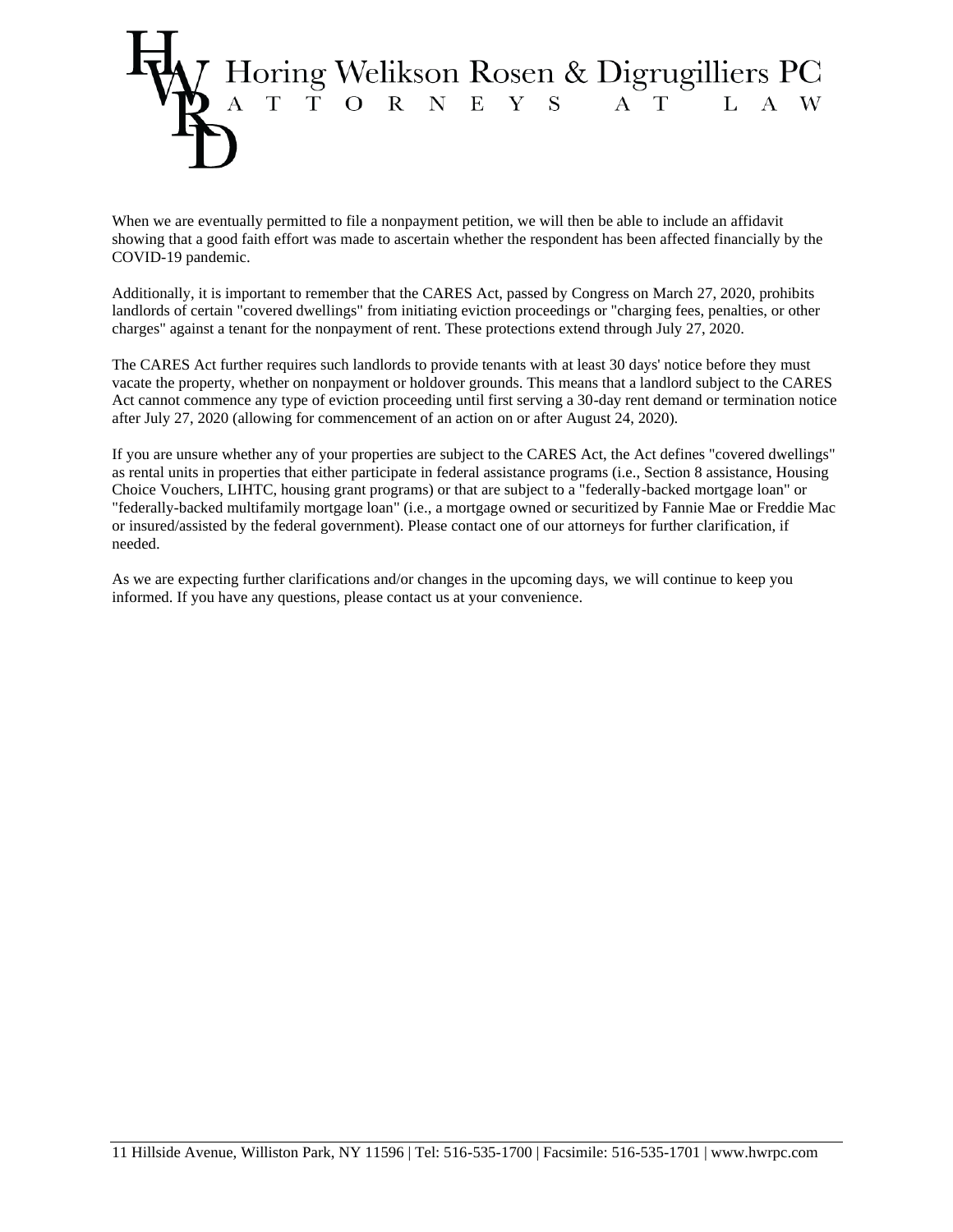When we are eventually permitted to file a nonpayment petition, we will then be able to include an affidavit showing that a good faith effort was made to ascertain whether the respondent has been affected financially by the COVID-19 pandemic.

Additionally, it is important to remember that the CARES Act, passed by Congress on March 27, 2020, prohibits landlords of certain "covered dwellings" from initiating eviction proceedings or "charging fees, penalties, or other charges" against a tenant for the nonpayment of rent. These protections extend through July 27, 2020.

The CARES Act further requires such landlords to provide tenants with at least 30 days' notice before they must vacate the property, whether on nonpayment or holdover grounds. This means that a landlord subject to the CARES Act cannot commence any type of eviction proceeding until first serving a 30-day rent demand or termination notice after July 27, 2020 (allowing for commencement of an action on or after August 24, 2020).

If you are unsure whether any of your properties are subject to the CARES Act, the Act defines "covered dwellings" as rental units in properties that either participate in federal assistance programs (i.e., Section 8 assistance, Housing Choice Vouchers, LIHTC, housing grant programs) or that are subject to a "federally-backed mortgage loan" or "federally-backed multifamily mortgage loan" (i.e., a mortgage owned or securitized by Fannie Mae or Freddie Mac or insured/assisted by the federal government). Please contact one of our attorneys for further clarification, if needed.

As we are expecting further clarifications and/or changes in the upcoming days, we will continue to keep you informed. If you have any questions, please contact us at your convenience.